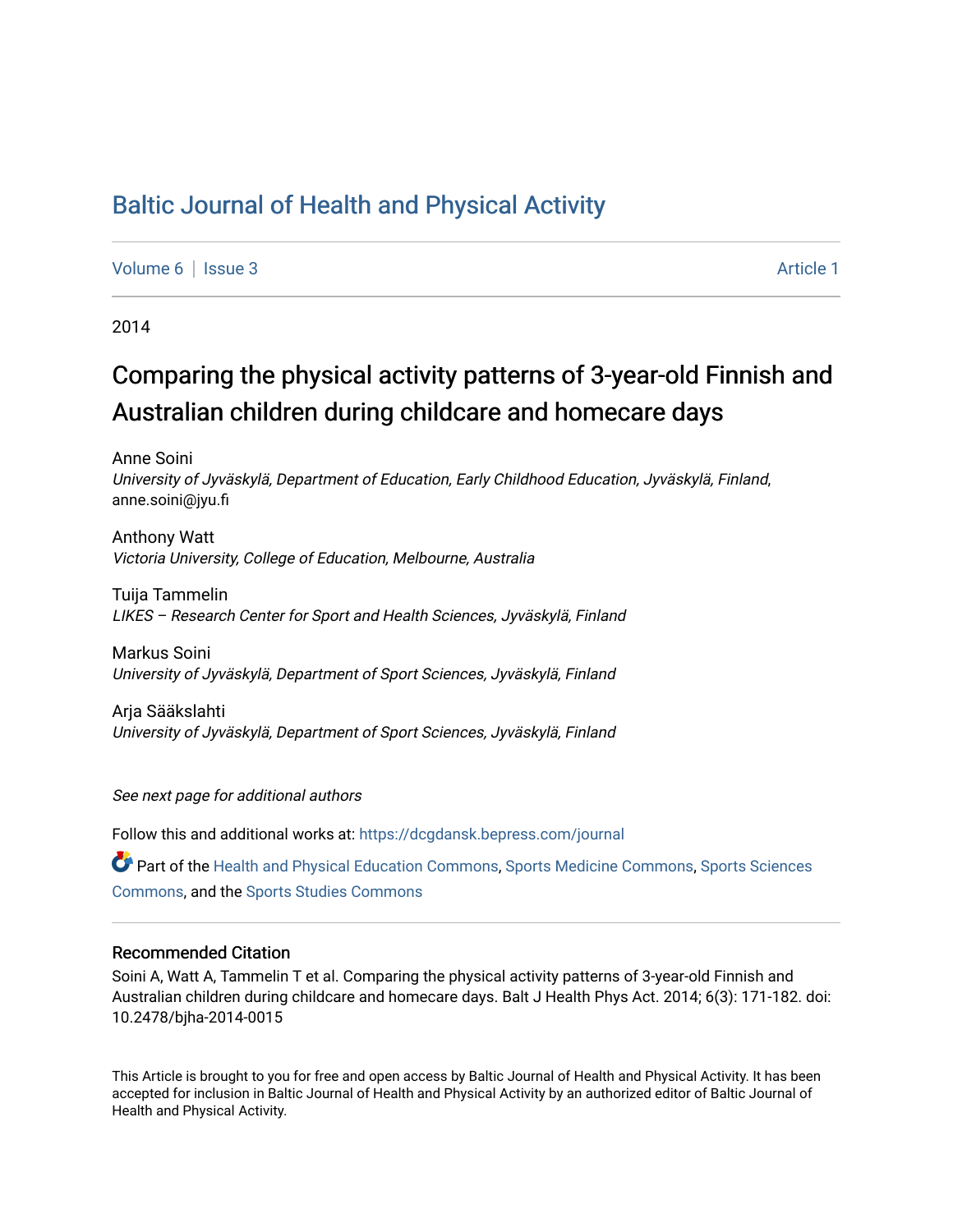# Baltic Journal of Health and Physical Activity

Volume 6 | Issue 3 | Article 1

2014

## Comparing the physical activity patterns of 3-year-old Finnish and Australian children during childcare and homecare days

Anne Soini
*University of Jyväskylä, Department of Education, Early Childhood Education, Jyväskylä, Finland*, anne.soini@jyu.fi

Anthony Watt
*Victoria University, College of Education, Melbourne, Australia*

Tuija Tammelin
*LIKES – Research Center for Sport and Health Sciences, Jyväskylä, Finland*

Markus Soini
*University of Jyväskylä, Department of Sport Sciences, Jyväskylä, Finland*

Arja Sääkslahti
*University of Jyväskylä, Department of Sport Sciences, Jyväskylä, Finland*

*See next page for additional authors*

Follow this and additional works at: https://dcgdansk.bepress.com/journal

Part of the Health and Physical Education Commons, Sports Medicine Commons, Sports Sciences Commons, and the Sports Studies Commons

### Recommended Citation

Soini A, Watt A, Tammelin T et al. Comparing the physical activity patterns of 3-year-old Finnish and Australian children during childcare and homecare days. Balt J Health Phys Act. 2014; 6(3): 171-182. doi: 10.2478/bjha-2014-0015

This Article is brought to you for free and open access by Baltic Journal of Health and Physical Activity. It has been accepted for inclusion in Baltic Journal of Health and Physical Activity by an authorized editor of Baltic Journal of Health and Physical Activity.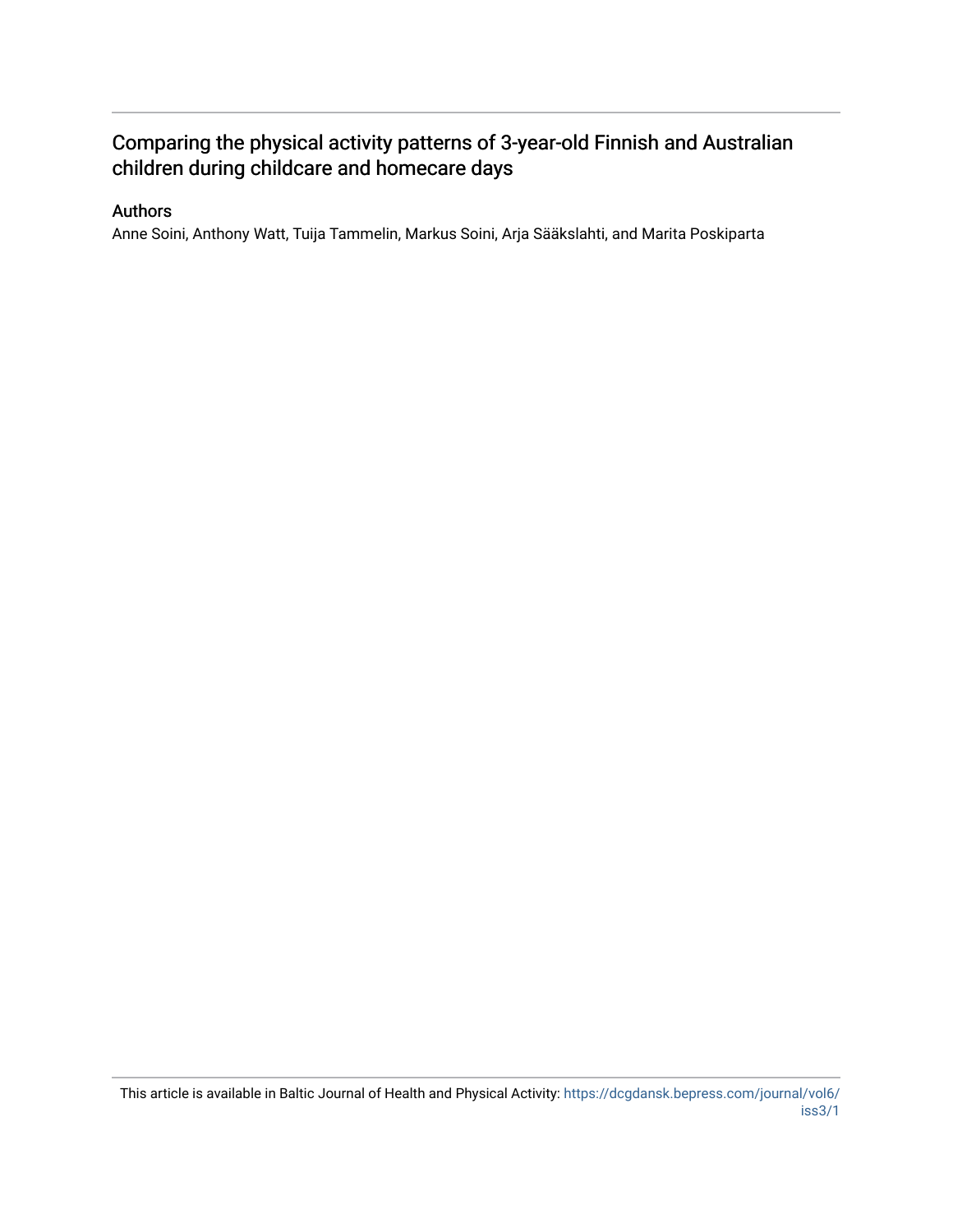# Comparing the physical activity patterns of 3-year-old Finnish and Australian children during childcare and homecare days

## Authors

Anne Soini, Anthony Watt, Tuija Tammelin, Markus Soini, Arja Sääkslahti, and Marita Poskiparta

This article is available in Baltic Journal of Health and Physical Activity: https://dcgdansk.bepress.com/journal/vol6/iss3/1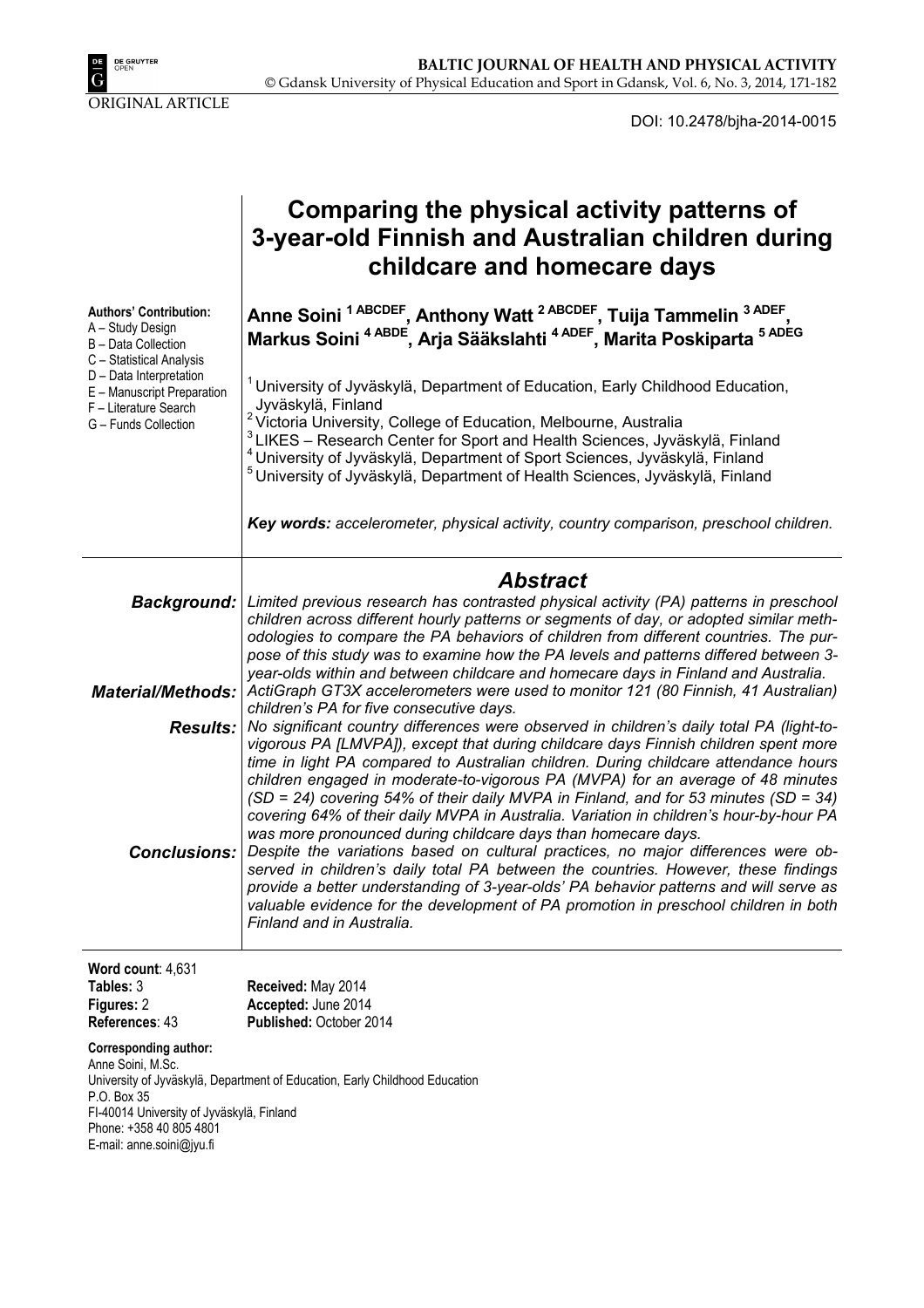ORIGINAL ARTICLE

DOI: 10.2478/bjha-2014-0015

# Comparing the physical activity patterns of 3-year-old Finnish and Australian children during childcare and homecare days

**Authors' Contribution:**
A – Study Design
B – Data Collection
C – Statistical Analysis
D – Data Interpretation
E – Manuscript Preparation
F – Literature Search
G – Funds Collection

**Anne Soini [1 ABCDEF], Anthony Watt [2 ABCDEF], Tuija Tammelin [3 ADEF], Markus Soini [4 ABDE], Arja Sääkslahti [4 ADEF], Marita Poskiparta [5 ADEG]**

[1] University of Jyväskylä, Department of Education, Early Childhood Education, Jyväskylä, Finland
[2] Victoria University, College of Education, Melbourne, Australia
[3] LIKES – Research Center for Sport and Health Sciences, Jyväskylä, Finland
[4] University of Jyväskylä, Department of Sport Sciences, Jyväskylä, Finland
[5] University of Jyväskylä, Department of Health Sciences, Jyväskylä, Finland

***Key words:** accelerometer, physical activity, country comparison, preschool children.*

## *Abstract*

***Background:*** *Limited previous research has contrasted physical activity (PA) patterns in preschool children across different hourly patterns or segments of day, or adopted similar methodologies to compare the PA behaviors of children from different countries. The purpose of this study was to examine how the PA levels and patterns differed between 3-year-olds within and between childcare and homecare days in Finland and Australia.*

***Material/Methods:*** *ActiGraph GT3X accelerometers were used to monitor 121 (80 Finnish, 41 Australian) children's PA for five consecutive days.*

***Results:*** *No significant country differences were observed in children's daily total PA (light-to-vigorous PA [LMVPA]), except that during childcare days Finnish children spent more time in light PA compared to Australian children. During childcare attendance hours children engaged in moderate-to-vigorous PA (MVPA) for an average of 48 minutes (SD = 24) covering 54% of their daily MVPA in Finland, and for 53 minutes (SD = 34) covering 64% of their daily MVPA in Australia. Variation in children's hour-by-hour PA was more pronounced during childcare days than homecare days.*

***Conclusions:*** *Despite the variations based on cultural practices, no major differences were observed in children's daily total PA between the countries. However, these findings provide a better understanding of 3-year-olds' PA behavior patterns and will serve as valuable evidence for the development of PA promotion in preschool children in both Finland and in Australia.*

**Word count**: 4,631
**Tables:** 3
**Figures:** 2
**References**: 43

**Received:** May 2014
**Accepted:** June 2014
**Published:** October 2014

**Corresponding author:**
Anne Soini, M.Sc.
University of Jyväskylä, Department of Education, Early Childhood Education
P.O. Box 35
FI-40014 University of Jyväskylä, Finland
Phone: +358 40 805 4801
E-mail: anne.soini@jyu.fi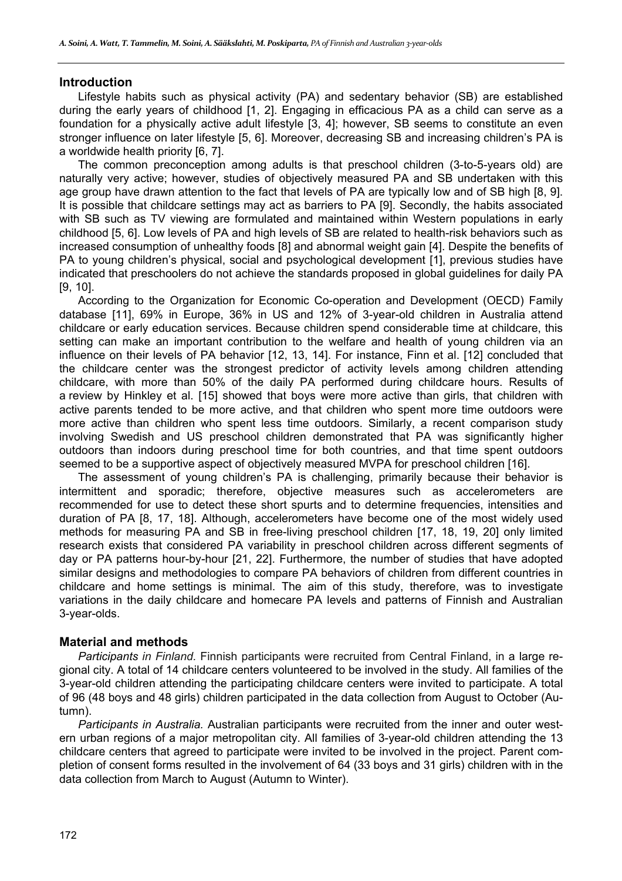## Introduction

Lifestyle habits such as physical activity (PA) and sedentary behavior (SB) are established during the early years of childhood [1, 2]. Engaging in efficacious PA as a child can serve as a foundation for a physically active adult lifestyle [3, 4]; however, SB seems to constitute an even stronger influence on later lifestyle [5, 6]. Moreover, decreasing SB and increasing children's PA is a worldwide health priority [6, 7].

The common preconception among adults is that preschool children (3-to-5-years old) are naturally very active; however, studies of objectively measured PA and SB undertaken with this age group have drawn attention to the fact that levels of PA are typically low and of SB high [8, 9]. It is possible that childcare settings may act as barriers to PA [9]. Secondly, the habits associated with SB such as TV viewing are formulated and maintained within Western populations in early childhood [5, 6]. Low levels of PA and high levels of SB are related to health-risk behaviors such as increased consumption of unhealthy foods [8] and abnormal weight gain [4]. Despite the benefits of PA to young children's physical, social and psychological development [1], previous studies have indicated that preschoolers do not achieve the standards proposed in global guidelines for daily PA [9, 10].

According to the Organization for Economic Co-operation and Development (OECD) Family database [11], 69% in Europe, 36% in US and 12% of 3-year-old children in Australia attend childcare or early education services. Because children spend considerable time at childcare, this setting can make an important contribution to the welfare and health of young children via an influence on their levels of PA behavior [12, 13, 14]. For instance, Finn et al. [12] concluded that the childcare center was the strongest predictor of activity levels among children attending childcare, with more than 50% of the daily PA performed during childcare hours. Results of a review by Hinkley et al. [15] showed that boys were more active than girls, that children with active parents tended to be more active, and that children who spent more time outdoors were more active than children who spent less time outdoors. Similarly, a recent comparison study involving Swedish and US preschool children demonstrated that PA was significantly higher outdoors than indoors during preschool time for both countries, and that time spent outdoors seemed to be a supportive aspect of objectively measured MVPA for preschool children [16].

The assessment of young children's PA is challenging, primarily because their behavior is intermittent and sporadic; therefore, objective measures such as accelerometers are recommended for use to detect these short spurts and to determine frequencies, intensities and duration of PA [8, 17, 18]. Although, accelerometers have become one of the most widely used methods for measuring PA and SB in free-living preschool children [17, 18, 19, 20] only limited research exists that considered PA variability in preschool children across different segments of day or PA patterns hour-by-hour [21, 22]. Furthermore, the number of studies that have adopted similar designs and methodologies to compare PA behaviors of children from different countries in childcare and home settings is minimal. The aim of this study, therefore, was to investigate variations in the daily childcare and homecare PA levels and patterns of Finnish and Australian 3-year-olds.

## Material and methods

*Participants in Finland.* Finnish participants were recruited from Central Finland, in a large regional city. A total of 14 childcare centers volunteered to be involved in the study. All families of the 3-year-old children attending the participating childcare centers were invited to participate. A total of 96 (48 boys and 48 girls) children participated in the data collection from August to October (Autumn).

*Participants in Australia.* Australian participants were recruited from the inner and outer western urban regions of a major metropolitan city. All families of 3-year-old children attending the 13 childcare centers that agreed to participate were invited to be involved in the project. Parent completion of consent forms resulted in the involvement of 64 (33 boys and 31 girls) children with in the data collection from March to August (Autumn to Winter).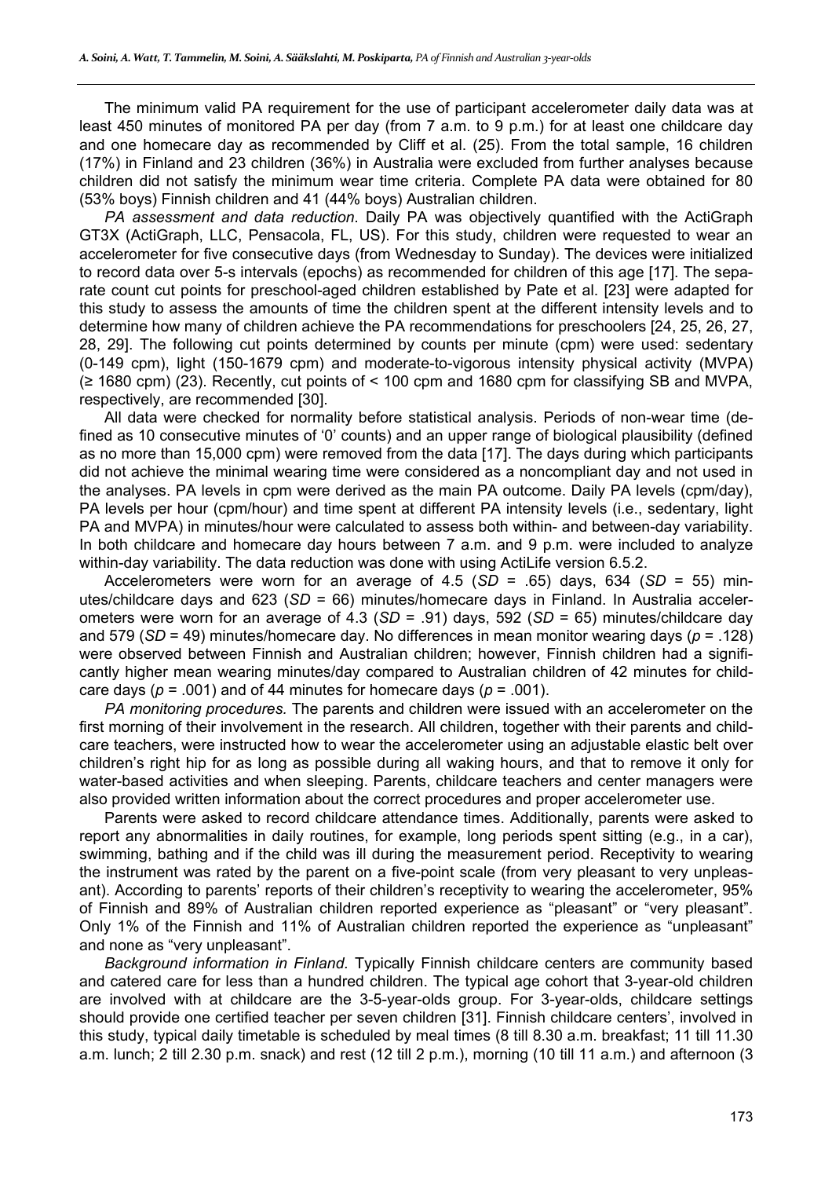The minimum valid PA requirement for the use of participant accelerometer daily data was at least 450 minutes of monitored PA per day (from 7 a.m. to 9 p.m.) for at least one childcare day and one homecare day as recommended by Cliff et al. (25). From the total sample, 16 children (17%) in Finland and 23 children (36%) in Australia were excluded from further analyses because children did not satisfy the minimum wear time criteria. Complete PA data were obtained for 80 (53% boys) Finnish children and 41 (44% boys) Australian children.

*PA assessment and data reduction*. Daily PA was objectively quantified with the ActiGraph GT3X (ActiGraph, LLC, Pensacola, FL, US). For this study, children were requested to wear an accelerometer for five consecutive days (from Wednesday to Sunday). The devices were initialized to record data over 5-s intervals (epochs) as recommended for children of this age [17]. The separate count cut points for preschool-aged children established by Pate et al. [23] were adapted for this study to assess the amounts of time the children spent at the different intensity levels and to determine how many of children achieve the PA recommendations for preschoolers [24, 25, 26, 27, 28, 29]. The following cut points determined by counts per minute (cpm) were used: sedentary (0-149 cpm), light (150-1679 cpm) and moderate-to-vigorous intensity physical activity (MVPA) (≥ 1680 cpm) (23). Recently, cut points of < 100 cpm and 1680 cpm for classifying SB and MVPA, respectively, are recommended [30].

All data were checked for normality before statistical analysis. Periods of non-wear time (defined as 10 consecutive minutes of '0' counts) and an upper range of biological plausibility (defined as no more than 15,000 cpm) were removed from the data [17]. The days during which participants did not achieve the minimal wearing time were considered as a noncompliant day and not used in the analyses. PA levels in cpm were derived as the main PA outcome. Daily PA levels (cpm/day), PA levels per hour (cpm/hour) and time spent at different PA intensity levels (i.e., sedentary, light PA and MVPA) in minutes/hour were calculated to assess both within- and between-day variability. In both childcare and homecare day hours between 7 a.m. and 9 p.m. were included to analyze within-day variability. The data reduction was done with using ActiLife version 6.5.2.

Accelerometers were worn for an average of 4.5 ($SD$ = .65) days, 634 ($SD$ = 55) minutes/childcare days and 623 ($SD$ = 66) minutes/homecare days in Finland. In Australia accelerometers were worn for an average of 4.3 ($SD$ = .91) days, 592 ($SD$ = 65) minutes/childcare day and 579 ($SD$ = 49) minutes/homecare day. No differences in mean monitor wearing days ($p$ = .128) were observed between Finnish and Australian children; however, Finnish children had a significantly higher mean wearing minutes/day compared to Australian children of 42 minutes for childcare days ($p$ = .001) and of 44 minutes for homecare days ($p$ = .001).

*PA monitoring procedures.* The parents and children were issued with an accelerometer on the first morning of their involvement in the research. All children, together with their parents and childcare teachers, were instructed how to wear the accelerometer using an adjustable elastic belt over children's right hip for as long as possible during all waking hours, and that to remove it only for water-based activities and when sleeping. Parents, childcare teachers and center managers were also provided written information about the correct procedures and proper accelerometer use.

Parents were asked to record childcare attendance times. Additionally, parents were asked to report any abnormalities in daily routines, for example, long periods spent sitting (e.g., in a car), swimming, bathing and if the child was ill during the measurement period. Receptivity to wearing the instrument was rated by the parent on a five-point scale (from very pleasant to very unpleasant). According to parents' reports of their children's receptivity to wearing the accelerometer, 95% of Finnish and 89% of Australian children reported experience as "pleasant" or "very pleasant". Only 1% of the Finnish and 11% of Australian children reported the experience as "unpleasant" and none as "very unpleasant".

*Background information in Finland.* Typically Finnish childcare centers are community based and catered care for less than a hundred children. The typical age cohort that 3-year-old children are involved with at childcare are the 3-5-year-olds group. For 3-year-olds, childcare settings should provide one certified teacher per seven children [31]. Finnish childcare centers', involved in this study, typical daily timetable is scheduled by meal times (8 till 8.30 a.m. breakfast; 11 till 11.30 a.m. lunch; 2 till 2.30 p.m. snack) and rest (12 till 2 p.m.), morning (10 till 11 a.m.) and afternoon (3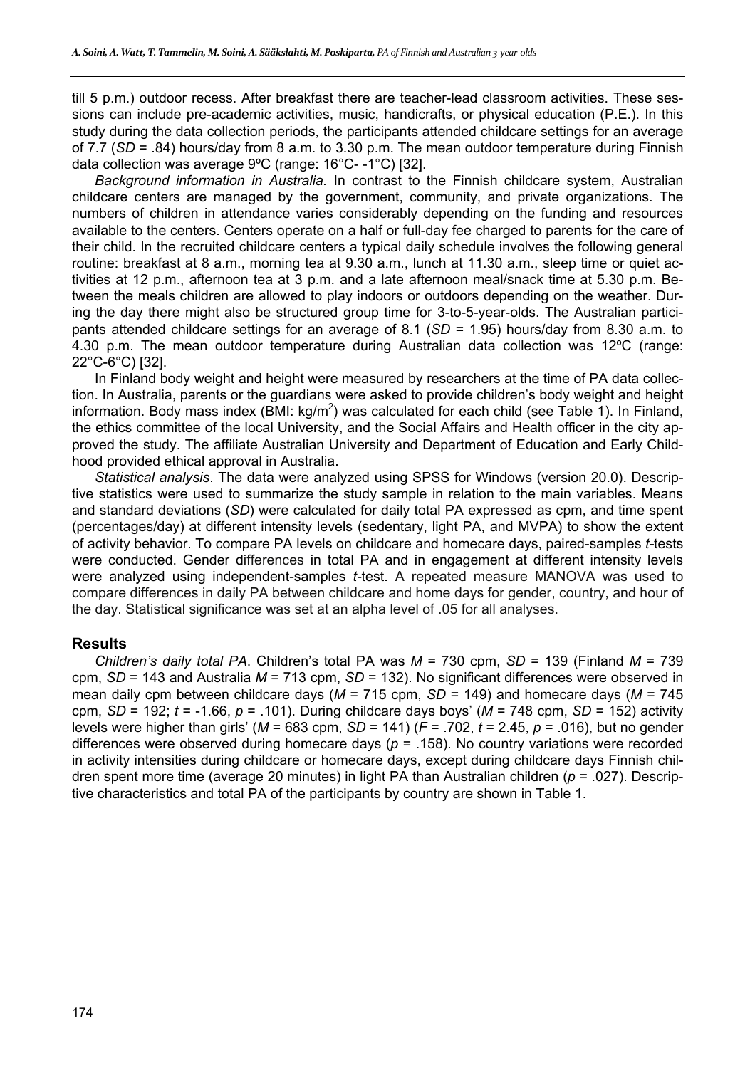till 5 p.m.) outdoor recess. After breakfast there are teacher-lead classroom activities. These sessions can include pre-academic activities, music, handicrafts, or physical education (P.E.). In this study during the data collection periods, the participants attended childcare settings for an average of 7.7 (*SD* = .84) hours/day from 8 a.m. to 3.30 p.m. The mean outdoor temperature during Finnish data collection was average 9ºC (range: 16°C- -1°C) [32].

*Background information in Australia.* In contrast to the Finnish childcare system, Australian childcare centers are managed by the government, community, and private organizations. The numbers of children in attendance varies considerably depending on the funding and resources available to the centers. Centers operate on a half or full-day fee charged to parents for the care of their child. In the recruited childcare centers a typical daily schedule involves the following general routine: breakfast at 8 a.m., morning tea at 9.30 a.m., lunch at 11.30 a.m., sleep time or quiet activities at 12 p.m., afternoon tea at 3 p.m. and a late afternoon meal/snack time at 5.30 p.m. Between the meals children are allowed to play indoors or outdoors depending on the weather. During the day there might also be structured group time for 3-to-5-year-olds. The Australian participants attended childcare settings for an average of 8.1 (*SD* = 1.95) hours/day from 8.30 a.m. to 4.30 p.m. The mean outdoor temperature during Australian data collection was 12ºC (range: 22°C-6°C) [32].

In Finland body weight and height were measured by researchers at the time of PA data collection. In Australia, parents or the guardians were asked to provide children's body weight and height information. Body mass index (BMI: kg/m$^2$) was calculated for each child (see Table 1). In Finland, the ethics committee of the local University, and the Social Affairs and Health officer in the city approved the study. The affiliate Australian University and Department of Education and Early Childhood provided ethical approval in Australia.

*Statistical analysis*. The data were analyzed using SPSS for Windows (version 20.0). Descriptive statistics were used to summarize the study sample in relation to the main variables. Means and standard deviations (*SD*) were calculated for daily total PA expressed as cpm, and time spent (percentages/day) at different intensity levels (sedentary, light PA, and MVPA) to show the extent of activity behavior. To compare PA levels on childcare and homecare days, paired-samples *t*-tests were conducted. Gender differences in total PA and in engagement at different intensity levels were analyzed using independent-samples *t*-test. A repeated measure MANOVA was used to compare differences in daily PA between childcare and home days for gender, country, and hour of the day. Statistical significance was set at an alpha level of .05 for all analyses.

## Results

*Children's daily total PA*. Children's total PA was $M$ = 730 cpm, $SD$ = 139 (Finland $M$ = 739 cpm, $SD$ = 143 and Australia $M$ = 713 cpm, $SD$ = 132). No significant differences were observed in mean daily cpm between childcare days ($M$ = 715 cpm, $SD$ = 149) and homecare days ($M$ = 745 cpm, $SD$ = 192; $t$ = -1.66, $p$ = .101). During childcare days boys' ($M$ = 748 cpm, $SD$ = 152) activity levels were higher than girls' ($M$ = 683 cpm, $SD$ = 141) ($F$ = .702, $t$ = 2.45, $p$ = .016), but no gender differences were observed during homecare days ($p$ = .158). No country variations were recorded in activity intensities during childcare or homecare days, except during childcare days Finnish children spent more time (average 20 minutes) in light PA than Australian children ($p$ = .027). Descriptive characteristics and total PA of the participants by country are shown in Table 1.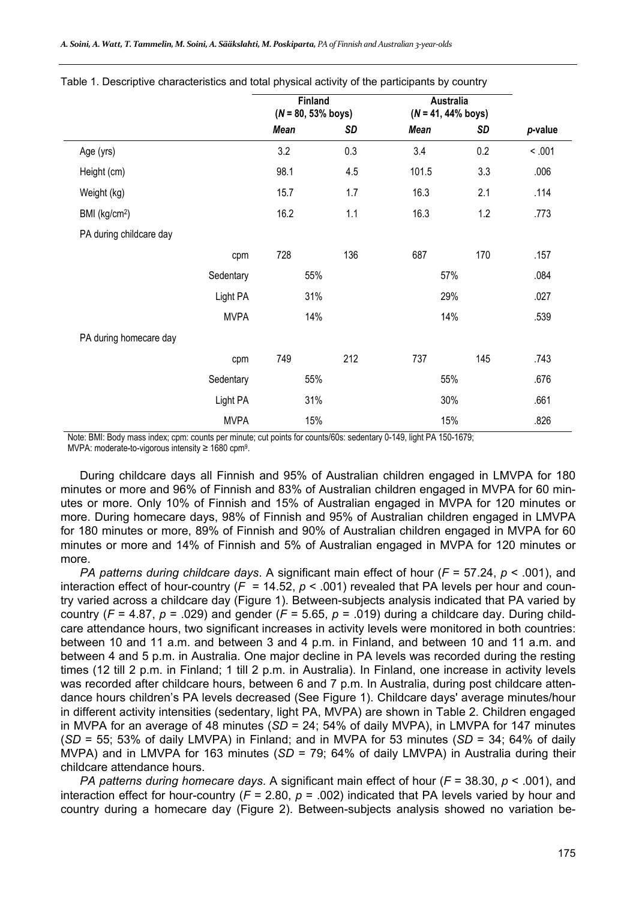Table 1. Descriptive characteristics and total physical activity of the participants by country

| | | Finland ($N$ = 80, 53% boys) | | Australia ($N$ = 41, 44% boys) | | |
|---|---|---|---|---|---|---|
| | | *Mean* | *SD* | *Mean* | *SD* | *p*-value |
| Age (yrs) | | 3.2 | 0.3 | 3.4 | 0.2 | < .001 |
| Height (cm) | | 98.1 | 4.5 | 101.5 | 3.3 | .006 |
| Weight (kg) | | 15.7 | 1.7 | 16.3 | 2.1 | .114 |
| BMI ($kg/cm^2$) | | 16.2 | 1.1 | 16.3 | 1.2 | .773 |
| PA during childcare day | | | | | | |
| | cpm | 728 | 136 | 687 | 170 | .157 |
| | Sedentary | 55% | | 57% | | .084 |
| | Light PA | 31% | | 29% | | .027 |
| | MVPA | 14% | | 14% | | .539 |
| PA during homecare day | | | | | | |
| | cpm | 749 | 212 | 737 | 145 | .743 |
| | Sedentary | 55% | | 55% | | .676 |
| | Light PA | 31% | | 30% | | .661 |
| | MVPA | 15% | | 15% | | .826 |

Note: BMI: Body mass index; cpm: counts per minute; cut points for counts/60s: sedentary 0-149, light PA 150-1679; MVPA: moderate-to-vigorous intensity ≥ 1680 cpm[9].

During childcare days all Finnish and 95% of Australian children engaged in LMVPA for 180 minutes or more and 96% of Finnish and 83% of Australian children engaged in MVPA for 60 minutes or more. Only 10% of Finnish and 15% of Australian engaged in MVPA for 120 minutes or more. During homecare days, 98% of Finnish and 95% of Australian children engaged in LMVPA for 180 minutes or more, 89% of Finnish and 90% of Australian children engaged in MVPA for 60 minutes or more and 14% of Finnish and 5% of Australian engaged in MVPA for 120 minutes or more.

*PA patterns during childcare days*. A significant main effect of hour ($F = 57.24$, $p < .001$), and interaction effect of hour-country ($F = 14.52$, $p < .001$) revealed that PA levels per hour and country varied across a childcare day (Figure 1). Between-subjects analysis indicated that PA varied by country ($F = 4.87$, $p = .029$) and gender ($F = 5.65$, $p = .019$) during a childcare day. During childcare attendance hours, two significant increases in activity levels were monitored in both countries: between 10 and 11 a.m. and between 3 and 4 p.m. in Finland, and between 10 and 11 a.m. and between 4 and 5 p.m. in Australia. One major decline in PA levels was recorded during the resting times (12 till 2 p.m. in Finland; 1 till 2 p.m. in Australia). In Finland, one increase in activity levels was recorded after childcare hours, between 6 and 7 p.m. In Australia, during post childcare attendance hours children's PA levels decreased (See Figure 1). Childcare days' average minutes/hour in different activity intensities (sedentary, light PA, MVPA) are shown in Table 2. Children engaged in MVPA for an average of 48 minutes ($SD$ = 24; 54% of daily MVPA), in LMVPA for 147 minutes ($SD$ = 55; 53% of daily LMVPA) in Finland; and in MVPA for 53 minutes ($SD$ = 34; 64% of daily MVPA) and in LMVPA for 163 minutes ($SD$ = 79; 64% of daily LMVPA) in Australia during their childcare attendance hours.

*PA patterns during homecare days*. A significant main effect of hour ($F = 38.30$, $p < .001$), and interaction effect for hour-country ($F = 2.80$, $p = .002$) indicated that PA levels varied by hour and country during a homecare day (Figure 2). Between-subjects analysis showed no variation be-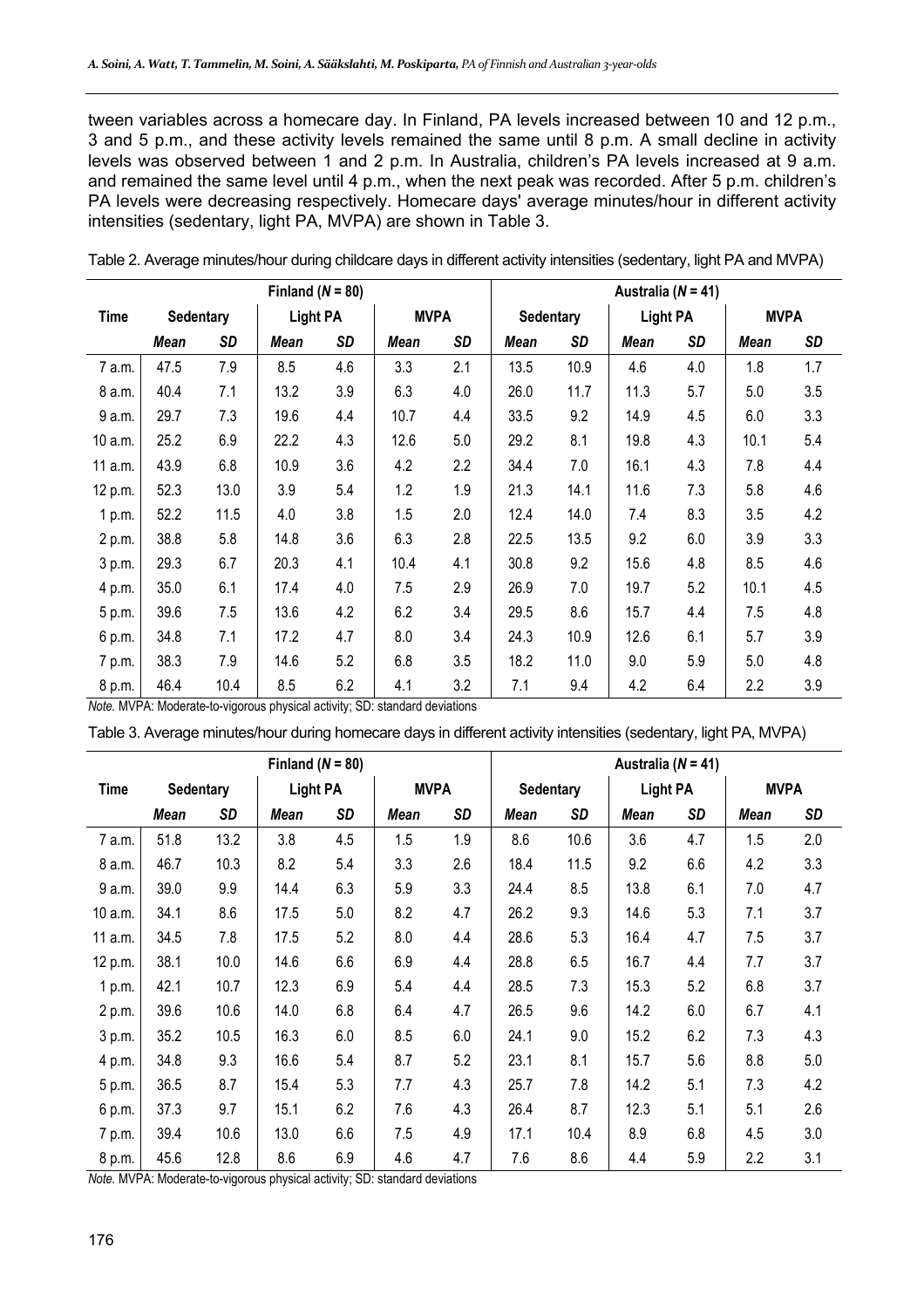tween variables across a homecare day. In Finland, PA levels increased between 10 and 12 p.m., 3 and 5 p.m., and these activity levels remained the same until 8 p.m. A small decline in activity levels was observed between 1 and 2 p.m. In Australia, children's PA levels increased at 9 a.m. and remained the same level until 4 p.m., when the next peak was recorded. After 5 p.m. children's PA levels were decreasing respectively. Homecare days' average minutes/hour in different activity intensities (sedentary, light PA, MVPA) are shown in Table 3.

Table 2. Average minutes/hour during childcare days in different activity intensities (sedentary, light PA and MVPA)

| | Finland (*N* = 80) | | | | | | Australia (*N* = 41) | | | | | |
|---|---|---|---|---|---|---|---|---|---|---|---|---|
| **Time** | **Sedentary** | | **Light PA** | | **MVPA** | | **Sedentary** | | **Light PA** | | **MVPA** | |
| | ***Mean*** | ***SD*** | ***Mean*** | ***SD*** | ***Mean*** | ***SD*** | ***Mean*** | ***SD*** | ***Mean*** | ***SD*** | ***Mean*** | ***SD*** |
| 7 a.m. | 47.5 | 7.9 | 8.5 | 4.6 | 3.3 | 2.1 | 13.5 | 10.9 | 4.6 | 4.0 | 1.8 | 1.7 |
| 8 a.m. | 40.4 | 7.1 | 13.2 | 3.9 | 6.3 | 4.0 | 26.0 | 11.7 | 11.3 | 5.7 | 5.0 | 3.5 |
| 9 a.m. | 29.7 | 7.3 | 19.6 | 4.4 | 10.7 | 4.4 | 33.5 | 9.2 | 14.9 | 4.5 | 6.0 | 3.3 |
| 10 a.m. | 25.2 | 6.9 | 22.2 | 4.3 | 12.6 | 5.0 | 29.2 | 8.1 | 19.8 | 4.3 | 10.1 | 5.4 |
| 11 a.m. | 43.9 | 6.8 | 10.9 | 3.6 | 4.2 | 2.2 | 34.4 | 7.0 | 16.1 | 4.3 | 7.8 | 4.4 |
| 12 p.m. | 52.3 | 13.0 | 3.9 | 5.4 | 1.2 | 1.9 | 21.3 | 14.1 | 11.6 | 7.3 | 5.8 | 4.6 |
| 1 p.m. | 52.2 | 11.5 | 4.0 | 3.8 | 1.5 | 2.0 | 12.4 | 14.0 | 7.4 | 8.3 | 3.5 | 4.2 |
| 2 p.m. | 38.8 | 5.8 | 14.8 | 3.6 | 6.3 | 2.8 | 22.5 | 13.5 | 9.2 | 6.0 | 3.9 | 3.3 |
| 3 p.m. | 29.3 | 6.7 | 20.3 | 4.1 | 10.4 | 4.1 | 30.8 | 9.2 | 15.6 | 4.8 | 8.5 | 4.6 |
| 4 p.m. | 35.0 | 6.1 | 17.4 | 4.0 | 7.5 | 2.9 | 26.9 | 7.0 | 19.7 | 5.2 | 10.1 | 4.5 |
| 5 p.m. | 39.6 | 7.5 | 13.6 | 4.2 | 6.2 | 3.4 | 29.5 | 8.6 | 15.7 | 4.4 | 7.5 | 4.8 |
| 6 p.m. | 34.8 | 7.1 | 17.2 | 4.7 | 8.0 | 3.4 | 24.3 | 10.9 | 12.6 | 6.1 | 5.7 | 3.9 |
| 7 p.m. | 38.3 | 7.9 | 14.6 | 5.2 | 6.8 | 3.5 | 18.2 | 11.0 | 9.0 | 5.9 | 5.0 | 4.8 |
| 8 p.m. | 46.4 | 10.4 | 8.5 | 6.2 | 4.1 | 3.2 | 7.1 | 9.4 | 4.2 | 6.4 | 2.2 | 3.9 |

*Note.* MVPA: Moderate-to-vigorous physical activity; SD: standard deviations

Table 3. Average minutes/hour during homecare days in different activity intensities (sedentary, light PA, MVPA)

| | Finland (*N* = 80) | | | | | | Australia (*N* = 41) | | | | | |
|---|---|---|---|---|---|---|---|---|---|---|---|---|
| **Time** | **Sedentary** | | **Light PA** | | **MVPA** | | **Sedentary** | | **Light PA** | | **MVPA** | |
| | ***Mean*** | ***SD*** | ***Mean*** | ***SD*** | ***Mean*** | ***SD*** | ***Mean*** | ***SD*** | ***Mean*** | ***SD*** | ***Mean*** | ***SD*** |
| 7 a.m. | 51.8 | 13.2 | 3.8 | 4.5 | 1.5 | 1.9 | 8.6 | 10.6 | 3.6 | 4.7 | 1.5 | 2.0 |
| 8 a.m. | 46.7 | 10.3 | 8.2 | 5.4 | 3.3 | 2.6 | 18.4 | 11.5 | 9.2 | 6.6 | 4.2 | 3.3 |
| 9 a.m. | 39.0 | 9.9 | 14.4 | 6.3 | 5.9 | 3.3 | 24.4 | 8.5 | 13.8 | 6.1 | 7.0 | 4.7 |
| 10 a.m. | 34.1 | 8.6 | 17.5 | 5.0 | 8.2 | 4.7 | 26.2 | 9.3 | 14.6 | 5.3 | 7.1 | 3.7 |
| 11 a.m. | 34.5 | 7.8 | 17.5 | 5.2 | 8.0 | 4.4 | 28.6 | 5.3 | 16.4 | 4.7 | 7.5 | 3.7 |
| 12 p.m. | 38.1 | 10.0 | 14.6 | 6.6 | 6.9 | 4.4 | 28.8 | 6.5 | 16.7 | 4.4 | 7.7 | 3.7 |
| 1 p.m. | 42.1 | 10.7 | 12.3 | 6.9 | 5.4 | 4.4 | 28.5 | 7.3 | 15.3 | 5.2 | 6.8 | 3.7 |
| 2 p.m. | 39.6 | 10.6 | 14.0 | 6.8 | 6.4 | 4.7 | 26.5 | 9.6 | 14.2 | 6.0 | 6.7 | 4.1 |
| 3 p.m. | 35.2 | 10.5 | 16.3 | 6.0 | 8.5 | 6.0 | 24.1 | 9.0 | 15.2 | 6.2 | 7.3 | 4.3 |
| 4 p.m. | 34.8 | 9.3 | 16.6 | 5.4 | 8.7 | 5.2 | 23.1 | 8.1 | 15.7 | 5.6 | 8.8 | 5.0 |
| 5 p.m. | 36.5 | 8.7 | 15.4 | 5.3 | 7.7 | 4.3 | 25.7 | 7.8 | 14.2 | 5.1 | 7.3 | 4.2 |
| 6 p.m. | 37.3 | 9.7 | 15.1 | 6.2 | 7.6 | 4.3 | 26.4 | 8.7 | 12.3 | 5.1 | 5.1 | 2.6 |
| 7 p.m. | 39.4 | 10.6 | 13.0 | 6.6 | 7.5 | 4.9 | 17.1 | 10.4 | 8.9 | 6.8 | 4.5 | 3.0 |
| 8 p.m. | 45.6 | 12.8 | 8.6 | 6.9 | 4.6 | 4.7 | 7.6 | 8.6 | 4.4 | 5.9 | 2.2 | 3.1 |

*Note.* MVPA: Moderate-to-vigorous physical activity; SD: standard deviations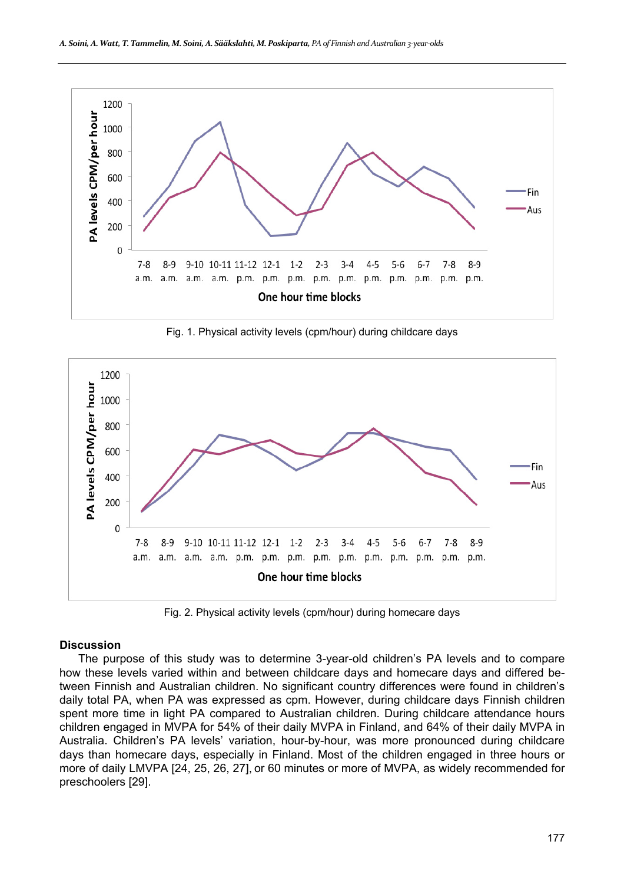Fig. 1. Physical activity levels (cpm/hour) during childcare days

Fig. 2. Physical activity levels (cpm/hour) during homecare days

## Discussion

The purpose of this study was to determine 3-year-old children's PA levels and to compare how these levels varied within and between childcare days and homecare days and differed between Finnish and Australian children. No significant country differences were found in children's daily total PA, when PA was expressed as cpm. However, during childcare days Finnish children spent more time in light PA compared to Australian children. During childcare attendance hours children engaged in MVPA for 54% of their daily MVPA in Finland, and 64% of their daily MVPA in Australia. Children's PA levels' variation, hour-by-hour, was more pronounced during childcare days than homecare days, especially in Finland. Most of the children engaged in three hours or more of daily LMVPA [24, 25, 26, 27], or 60 minutes or more of MVPA, as widely recommended for preschoolers [29].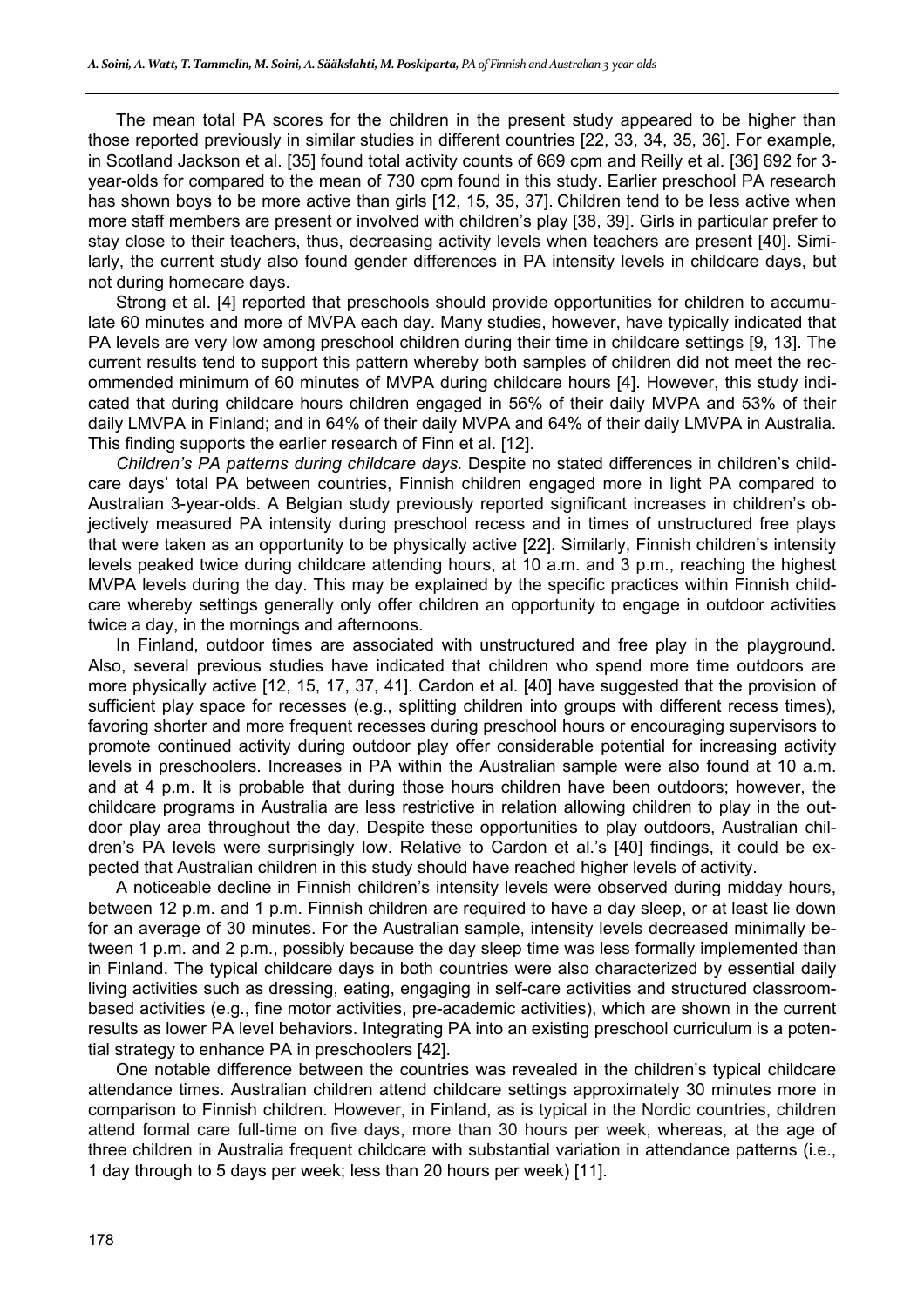The mean total PA scores for the children in the present study appeared to be higher than those reported previously in similar studies in different countries [22, 33, 34, 35, 36]. For example, in Scotland Jackson et al. [35] found total activity counts of 669 cpm and Reilly et al. [36] 692 for 3-year-olds for compared to the mean of 730 cpm found in this study. Earlier preschool PA research has shown boys to be more active than girls [12, 15, 35, 37]. Children tend to be less active when more staff members are present or involved with children's play [38, 39]. Girls in particular prefer to stay close to their teachers, thus, decreasing activity levels when teachers are present [40]. Similarly, the current study also found gender differences in PA intensity levels in childcare days, but not during homecare days.

Strong et al. [4] reported that preschools should provide opportunities for children to accumulate 60 minutes and more of MVPA each day. Many studies, however, have typically indicated that PA levels are very low among preschool children during their time in childcare settings [9, 13]. The current results tend to support this pattern whereby both samples of children did not meet the recommended minimum of 60 minutes of MVPA during childcare hours [4]. However, this study indicated that during childcare hours children engaged in 56% of their daily MVPA and 53% of their daily LMVPA in Finland; and in 64% of their daily MVPA and 64% of their daily LMVPA in Australia. This finding supports the earlier research of Finn et al. [12].

*Children's PA patterns during childcare days.* Despite no stated differences in children's childcare days' total PA between countries, Finnish children engaged more in light PA compared to Australian 3-year-olds. A Belgian study previously reported significant increases in children's objectively measured PA intensity during preschool recess and in times of unstructured free plays that were taken as an opportunity to be physically active [22]. Similarly, Finnish children's intensity levels peaked twice during childcare attending hours, at 10 a.m. and 3 p.m., reaching the highest MVPA levels during the day. This may be explained by the specific practices within Finnish childcare whereby settings generally only offer children an opportunity to engage in outdoor activities twice a day, in the mornings and afternoons.

In Finland, outdoor times are associated with unstructured and free play in the playground. Also, several previous studies have indicated that children who spend more time outdoors are more physically active [12, 15, 17, 37, 41]. Cardon et al. [40] have suggested that the provision of sufficient play space for recesses (e.g., splitting children into groups with different recess times), favoring shorter and more frequent recesses during preschool hours or encouraging supervisors to promote continued activity during outdoor play offer considerable potential for increasing activity levels in preschoolers. Increases in PA within the Australian sample were also found at 10 a.m. and at 4 p.m. It is probable that during those hours children have been outdoors; however, the childcare programs in Australia are less restrictive in relation allowing children to play in the outdoor play area throughout the day. Despite these opportunities to play outdoors, Australian children's PA levels were surprisingly low. Relative to Cardon et al.'s [40] findings, it could be expected that Australian children in this study should have reached higher levels of activity.

A noticeable decline in Finnish children's intensity levels were observed during midday hours, between 12 p.m. and 1 p.m. Finnish children are required to have a day sleep, or at least lie down for an average of 30 minutes. For the Australian sample, intensity levels decreased minimally between 1 p.m. and 2 p.m., possibly because the day sleep time was less formally implemented than in Finland. The typical childcare days in both countries were also characterized by essential daily living activities such as dressing, eating, engaging in self-care activities and structured classroom-based activities (e.g., fine motor activities, pre-academic activities), which are shown in the current results as lower PA level behaviors. Integrating PA into an existing preschool curriculum is a potential strategy to enhance PA in preschoolers [42].

One notable difference between the countries was revealed in the children's typical childcare attendance times. Australian children attend childcare settings approximately 30 minutes more in comparison to Finnish children. However, in Finland, as is typical in the Nordic countries, children attend formal care full-time on five days, more than 30 hours per week, whereas, at the age of three children in Australia frequent childcare with substantial variation in attendance patterns (i.e., 1 day through to 5 days per week; less than 20 hours per week) [11].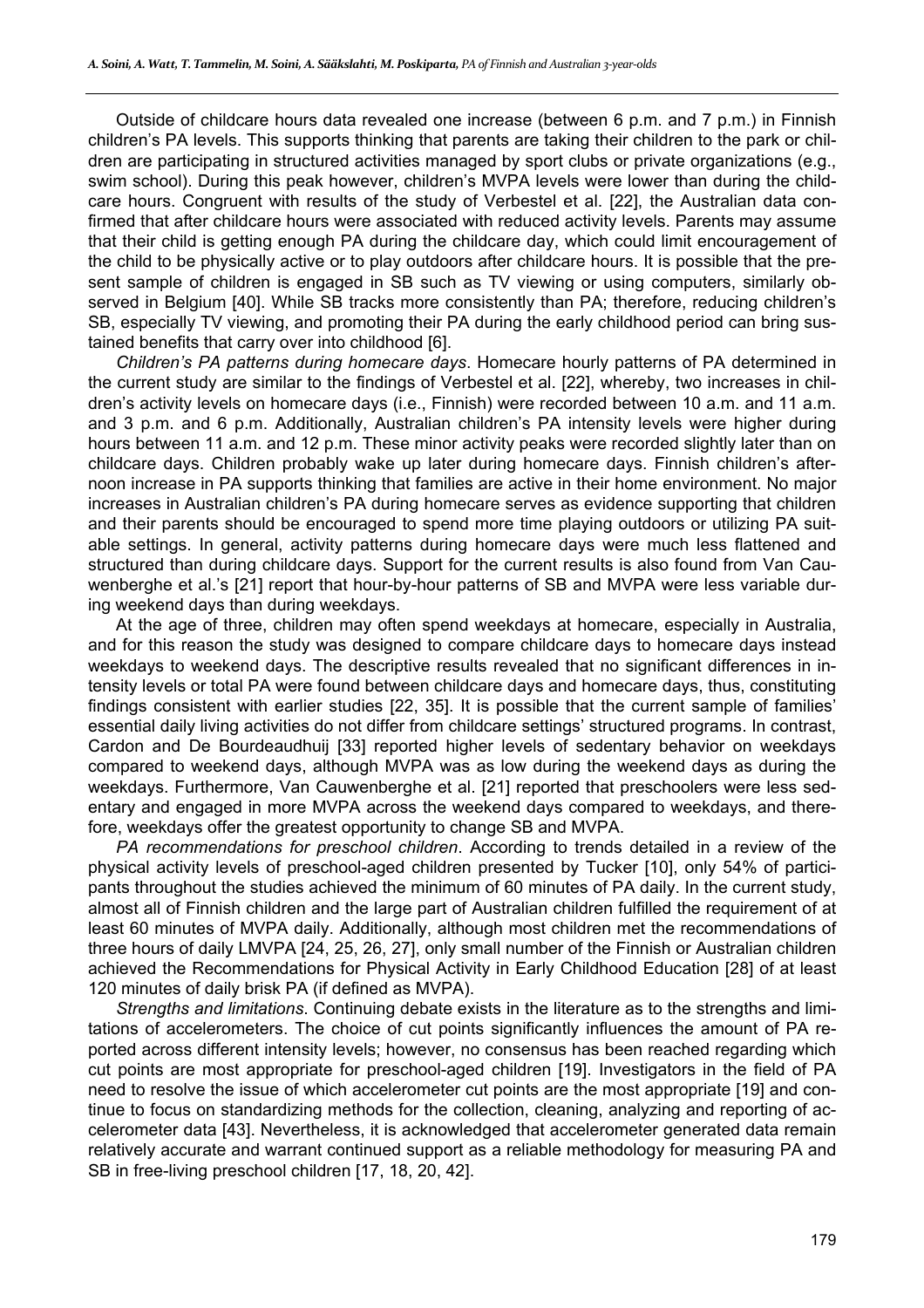Outside of childcare hours data revealed one increase (between 6 p.m. and 7 p.m.) in Finnish children's PA levels. This supports thinking that parents are taking their children to the park or children are participating in structured activities managed by sport clubs or private organizations (e.g., swim school). During this peak however, children's MVPA levels were lower than during the childcare hours. Congruent with results of the study of Verbestel et al. [22], the Australian data confirmed that after childcare hours were associated with reduced activity levels. Parents may assume that their child is getting enough PA during the childcare day, which could limit encouragement of the child to be physically active or to play outdoors after childcare hours. It is possible that the present sample of children is engaged in SB such as TV viewing or using computers, similarly observed in Belgium [40]. While SB tracks more consistently than PA; therefore, reducing children's SB, especially TV viewing, and promoting their PA during the early childhood period can bring sustained benefits that carry over into childhood [6].

*Children's PA patterns during homecare days*. Homecare hourly patterns of PA determined in the current study are similar to the findings of Verbestel et al. [22], whereby, two increases in children's activity levels on homecare days (i.e., Finnish) were recorded between 10 a.m. and 11 a.m. and 3 p.m. and 6 p.m. Additionally, Australian children's PA intensity levels were higher during hours between 11 a.m. and 12 p.m. These minor activity peaks were recorded slightly later than on childcare days. Children probably wake up later during homecare days. Finnish children's afternoon increase in PA supports thinking that families are active in their home environment. No major increases in Australian children's PA during homecare serves as evidence supporting that children and their parents should be encouraged to spend more time playing outdoors or utilizing PA suitable settings. In general, activity patterns during homecare days were much less flattened and structured than during childcare days. Support for the current results is also found from Van Cauwenberghe et al.'s [21] report that hour-by-hour patterns of SB and MVPA were less variable during weekend days than during weekdays.

At the age of three, children may often spend weekdays at homecare, especially in Australia, and for this reason the study was designed to compare childcare days to homecare days instead weekdays to weekend days. The descriptive results revealed that no significant differences in intensity levels or total PA were found between childcare days and homecare days, thus, constituting findings consistent with earlier studies [22, 35]. It is possible that the current sample of families' essential daily living activities do not differ from childcare settings' structured programs. In contrast, Cardon and De Bourdeaudhuij [33] reported higher levels of sedentary behavior on weekdays compared to weekend days, although MVPA was as low during the weekend days as during the weekdays. Furthermore, Van Cauwenberghe et al. [21] reported that preschoolers were less sedentary and engaged in more MVPA across the weekend days compared to weekdays, and therefore, weekdays offer the greatest opportunity to change SB and MVPA.

*PA recommendations for preschool children*. According to trends detailed in a review of the physical activity levels of preschool-aged children presented by Tucker [10], only 54% of participants throughout the studies achieved the minimum of 60 minutes of PA daily. In the current study, almost all of Finnish children and the large part of Australian children fulfilled the requirement of at least 60 minutes of MVPA daily. Additionally, although most children met the recommendations of three hours of daily LMVPA [24, 25, 26, 27], only small number of the Finnish or Australian children achieved the Recommendations for Physical Activity in Early Childhood Education [28] of at least 120 minutes of daily brisk PA (if defined as MVPA).

*Strengths and limitations*. Continuing debate exists in the literature as to the strengths and limitations of accelerometers. The choice of cut points significantly influences the amount of PA reported across different intensity levels; however, no consensus has been reached regarding which cut points are most appropriate for preschool-aged children [19]. Investigators in the field of PA need to resolve the issue of which accelerometer cut points are the most appropriate [19] and continue to focus on standardizing methods for the collection, cleaning, analyzing and reporting of accelerometer data [43]. Nevertheless, it is acknowledged that accelerometer generated data remain relatively accurate and warrant continued support as a reliable methodology for measuring PA and SB in free-living preschool children [17, 18, 20, 42].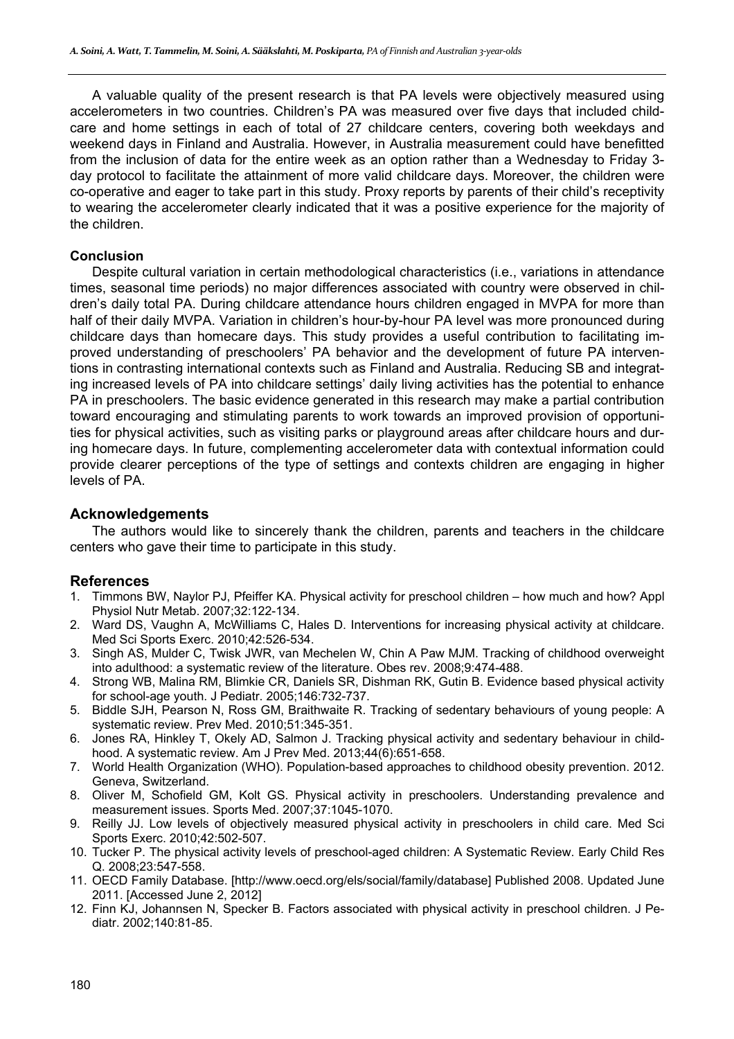A valuable quality of the present research is that PA levels were objectively measured using accelerometers in two countries. Children's PA was measured over five days that included childcare and home settings in each of total of 27 childcare centers, covering both weekdays and weekend days in Finland and Australia. However, in Australia measurement could have benefitted from the inclusion of data for the entire week as an option rather than a Wednesday to Friday 3-day protocol to facilitate the attainment of more valid childcare days. Moreover, the children were co-operative and eager to take part in this study. Proxy reports by parents of their child's receptivity to wearing the accelerometer clearly indicated that it was a positive experience for the majority of the children.

**Conclusion**

Despite cultural variation in certain methodological characteristics (i.e., variations in attendance times, seasonal time periods) no major differences associated with country were observed in children's daily total PA. During childcare attendance hours children engaged in MVPA for more than half of their daily MVPA. Variation in children's hour-by-hour PA level was more pronounced during childcare days than homecare days. This study provides a useful contribution to facilitating improved understanding of preschoolers' PA behavior and the development of future PA interventions in contrasting international contexts such as Finland and Australia. Reducing SB and integrating increased levels of PA into childcare settings' daily living activities has the potential to enhance PA in preschoolers. The basic evidence generated in this research may make a partial contribution toward encouraging and stimulating parents to work towards an improved provision of opportunities for physical activities, such as visiting parks or playground areas after childcare hours and during homecare days. In future, complementing accelerometer data with contextual information could provide clearer perceptions of the type of settings and contexts children are engaging in higher levels of PA.

## Acknowledgements

The authors would like to sincerely thank the children, parents and teachers in the childcare centers who gave their time to participate in this study.

## References

1. Timmons BW, Naylor PJ, Pfeiffer KA. Physical activity for preschool children – how much and how? Appl Physiol Nutr Metab. 2007;32:122-134.
2. Ward DS, Vaughn A, McWilliams C, Hales D. Interventions for increasing physical activity at childcare. Med Sci Sports Exerc. 2010;42:526-534.
3. Singh AS, Mulder C, Twisk JWR, van Mechelen W, Chin A Paw MJM. Tracking of childhood overweight into adulthood: a systematic review of the literature. Obes rev. 2008;9:474-488.
4. Strong WB, Malina RM, Blimkie CR, Daniels SR, Dishman RK, Gutin B. Evidence based physical activity for school-age youth. J Pediatr. 2005;146:732-737.
5. Biddle SJH, Pearson N, Ross GM, Braithwaite R. Tracking of sedentary behaviours of young people: A systematic review. Prev Med. 2010;51:345-351.
6. Jones RA, Hinkley T, Okely AD, Salmon J. Tracking physical activity and sedentary behaviour in childhood. A systematic review. Am J Prev Med. 2013;44(6):651-658.
7. World Health Organization (WHO). Population-based approaches to childhood obesity prevention. 2012. Geneva, Switzerland.
8. Oliver M, Schofield GM, Kolt GS. Physical activity in preschoolers. Understanding prevalence and measurement issues. Sports Med. 2007;37:1045-1070.
9. Reilly JJ. Low levels of objectively measured physical activity in preschoolers in child care. Med Sci Sports Exerc. 2010;42:502-507.
10. Tucker P. The physical activity levels of preschool-aged children: A Systematic Review. Early Child Res Q. 2008;23:547-558.
11. OECD Family Database. [http://www.oecd.org/els/social/family/database] Published 2008. Updated June 2011. [Accessed June 2, 2012]
12. Finn KJ, Johannsen N, Specker B. Factors associated with physical activity in preschool children. J Pediatr. 2002;140:81-85.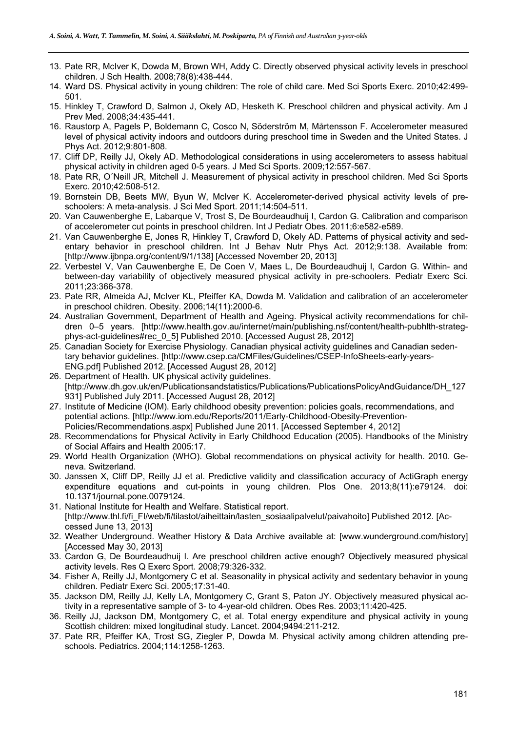13. Pate RR, McIver K, Dowda M, Brown WH, Addy C. Directly observed physical activity levels in preschool children. J Sch Health. 2008;78(8):438-444.
14. Ward DS. Physical activity in young children: The role of child care. Med Sci Sports Exerc. 2010;42:499-501.
15. Hinkley T, Crawford D, Salmon J, Okely AD, Hesketh K. Preschool children and physical activity. Am J Prev Med. 2008;34:435-441.
16. Raustorp A, Pagels P, Boldemann C, Cosco N, Söderström M, Mårtensson F. Accelerometer measured level of physical activity indoors and outdoors during preschool time in Sweden and the United States. J Phys Act. 2012;9:801-808.
17. Cliff DP, Reilly JJ, Okely AD. Methodological considerations in using accelerometers to assess habitual physical activity in children aged 0-5 years. J Med Sci Sports. 2009;12:557-567.
18. Pate RR, O´Neill JR, Mitchell J. Measurement of physical activity in preschool children. Med Sci Sports Exerc. 2010;42:508-512.
19. Bornstein DB, Beets MW, Byun W, McIver K. Accelerometer-derived physical activity levels of preschoolers: A meta-analysis. J Sci Med Sport. 2011;14:504-511.
20. Van Cauwenberghe E, Labarque V, Trost S, De Bourdeaudhuij I, Cardon G. Calibration and comparison of accelerometer cut points in preschool children. Int J Pediatr Obes. 2011;6:e582-e589.
21. Van Cauwenberghe E, Jones R, Hinkley T, Crawford D, Okely AD. Patterns of physical activity and sedentary behavior in preschool children. Int J Behav Nutr Phys Act. 2012;9:138. Available from: [http://www.ijbnpa.org/content/9/1/138] [Accessed November 20, 2013]
22. Verbestel V, Van Cauwenberghe E, De Coen V, Maes L, De Bourdeaudhuij I, Cardon G. Within- and between-day variability of objectively measured physical activity in pre-schoolers. Pediatr Exerc Sci. 2011;23:366-378.
23. Pate RR, Almeida AJ, McIver KL, Pfeiffer KA, Dowda M. Validation and calibration of an accelerometer in preschool children. Obesity. 2006;14(11):2000-6.
24. Australian Government, Department of Health and Ageing. Physical activity recommendations for children 0–5 years. [http://www.health.gov.au/internet/main/publishing.nsf/content/health-pubhlth-strateg-phys-act-guidelines#rec_0_5] Published 2010. [Accessed August 28, 2012]
25. Canadian Society for Exercise Physiology. Canadian physical activity guidelines and Canadian sedentary behavior guidelines. [http://www.csep.ca/CMFiles/Guidelines/CSEP-InfoSheets-early-years-ENG.pdf] Published 2012. [Accessed August 28, 2012]
26. Department of Health. UK physical activity guidelines. [http://www.dh.gov.uk/en/Publicationsandstatistics/Publications/PublicationsPolicyAndGuidance/DH_127931] Published July 2011. [Accessed August 28, 2012]
27. Institute of Medicine (IOM). Early childhood obesity prevention: policies goals, recommendations, and potential actions. [http://www.iom.edu/Reports/2011/Early-Childhood-Obesity-Prevention-Policies/Recommendations.aspx] Published June 2011. [Accessed September 4, 2012]
28. Recommendations for Physical Activity in Early Childhood Education (2005). Handbooks of the Ministry of Social Affairs and Health 2005:17.
29. World Health Organization (WHO). Global recommendations on physical activity for health. 2010. Geneva. Switzerland.
30. Janssen X, Cliff DP, Reilly JJ et al. Predictive validity and classification accuracy of ActiGraph energy expenditure equations and cut-points in young children. Plos One. 2013;8(11):e79124. doi: 10.1371/journal.pone.0079124.
31. National Institute for Health and Welfare. Statistical report. [http://www.thl.fi/fi_FI/web/fi/tilastot/aiheittain/lasten_sosiaalipalvelut/paivahoito] Published 2012. [Accessed June 13, 2013]
32. Weather Underground. Weather History & Data Archive available at: [www.wunderground.com/history] [Accessed May 30, 2013]
33. Cardon G, De Bourdeaudhuij I. Are preschool children active enough? Objectively measured physical activity levels. Res Q Exerc Sport. 2008;79:326-332.
34. Fisher A, Reilly JJ, Montgomery C et al. Seasonality in physical activity and sedentary behavior in young children. Pediatr Exerc Sci. 2005;17:31-40.
35. Jackson DM, Reilly JJ, Kelly LA, Montgomery C, Grant S, Paton JY. Objectively measured physical activity in a representative sample of 3- to 4-year-old children. Obes Res. 2003;11:420-425.
36. Reilly JJ, Jackson DM, Montgomery C, et al. Total energy expenditure and physical activity in young Scottish children: mixed longitudinal study. Lancet. 2004;9494:211-212.
37. Pate RR, Pfeiffer KA, Trost SG, Ziegler P, Dowda M. Physical activity among children attending preschools. Pediatrics. 2004;114:1258-1263.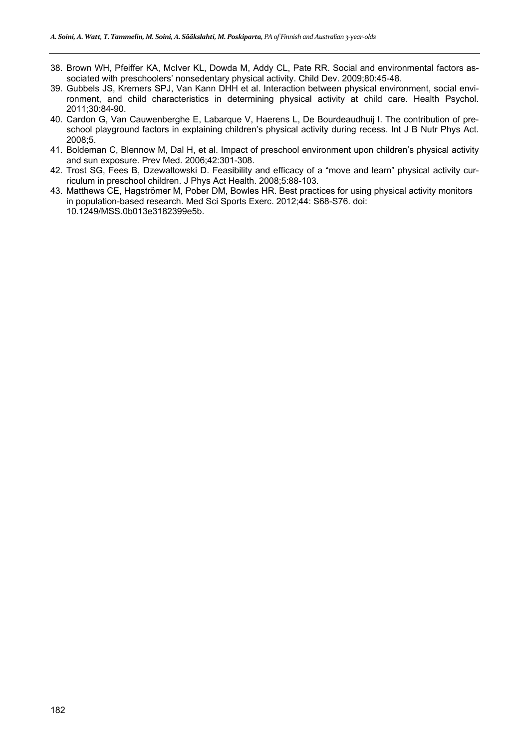38. Brown WH, Pfeiffer KA, McIver KL, Dowda M, Addy CL, Pate RR. Social and environmental factors associated with preschoolers' nonsedentary physical activity. Child Dev. 2009;80:45-48.
39. Gubbels JS, Kremers SPJ, Van Kann DHH et al. Interaction between physical environment, social environment, and child characteristics in determining physical activity at child care. Health Psychol. 2011;30:84-90.
40. Cardon G, Van Cauwenberghe E, Labarque V, Haerens L, De Bourdeaudhuij I. The contribution of preschool playground factors in explaining children's physical activity during recess. Int J B Nutr Phys Act. 2008;5.
41. Boldeman C, Blennow M, Dal H, et al. Impact of preschool environment upon children's physical activity and sun exposure. Prev Med. 2006;42:301-308.
42. Trost SG, Fees B, Dzewaltowski D. Feasibility and efficacy of a "move and learn" physical activity curriculum in preschool children. J Phys Act Health. 2008;5:88-103.
43. Matthews CE, Hagströmer M, Pober DM, Bowles HR. Best practices for using physical activity monitors in population-based research. Med Sci Sports Exerc. 2012;44: S68-S76. doi: 10.1249/MSS.0b013e3182399e5b.